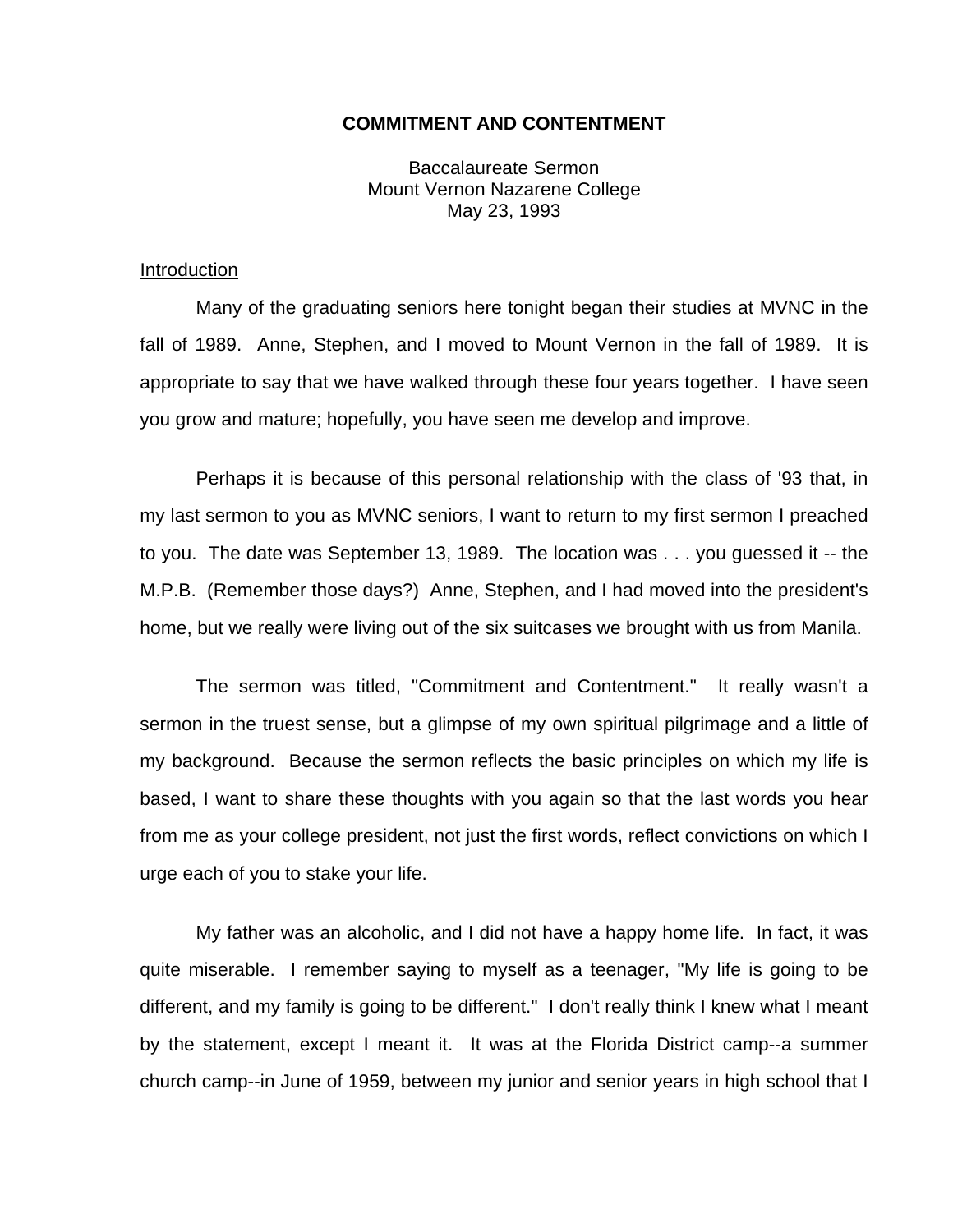# COMMITMENT AND CONTENTMENT

Baccalaureate Sermon
Mount Vernon Nazarene College
May 23, 1993

## Introduction

Many of the graduating seniors here tonight began their studies at MVNC in the fall of 1989. Anne, Stephen, and I moved to Mount Vernon in the fall of 1989. It is appropriate to say that we have walked through these four years together. I have seen you grow and mature; hopefully, you have seen me develop and improve.

Perhaps it is because of this personal relationship with the class of '93 that, in my last sermon to you as MVNC seniors, I want to return to my first sermon I preached to you. The date was September 13, 1989. The location was . . . you guessed it -- the M.P.B. (Remember those days?) Anne, Stephen, and I had moved into the president's home, but we really were living out of the six suitcases we brought with us from Manila.

The sermon was titled, "Commitment and Contentment." It really wasn't a sermon in the truest sense, but a glimpse of my own spiritual pilgrimage and a little of my background. Because the sermon reflects the basic principles on which my life is based, I want to share these thoughts with you again so that the last words you hear from me as your college president, not just the first words, reflect convictions on which I urge each of you to stake your life.

My father was an alcoholic, and I did not have a happy home life. In fact, it was quite miserable. I remember saying to myself as a teenager, "My life is going to be different, and my family is going to be different." I don't really think I knew what I meant by the statement, except I meant it. It was at the Florida District camp--a summer church camp--in June of 1959, between my junior and senior years in high school that I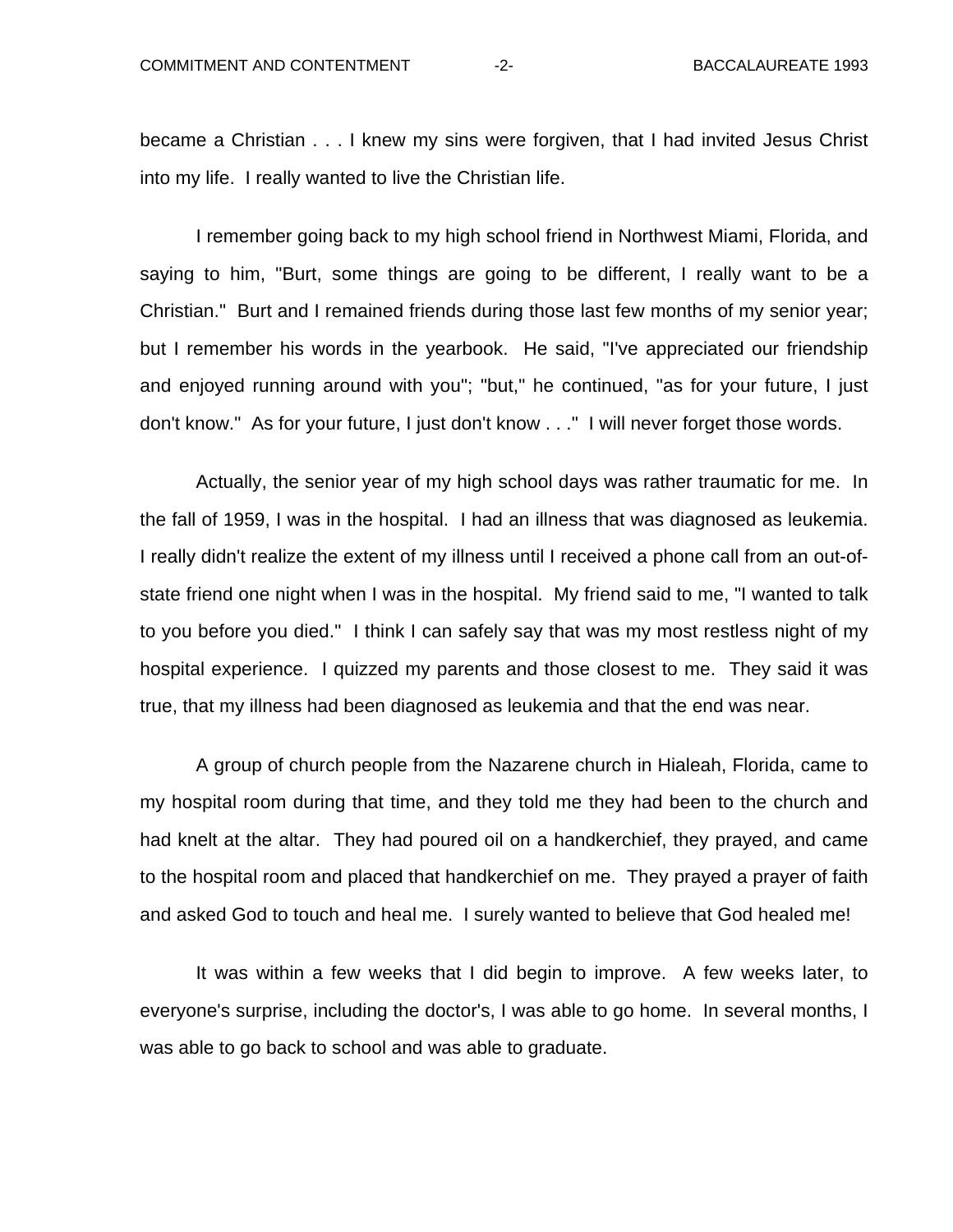became a Christian . . . I knew my sins were forgiven, that I had invited Jesus Christ into my life. I really wanted to live the Christian life.

I remember going back to my high school friend in Northwest Miami, Florida, and saying to him, "Burt, some things are going to be different, I really want to be a Christian." Burt and I remained friends during those last few months of my senior year; but I remember his words in the yearbook. He said, "I've appreciated our friendship and enjoyed running around with you"; "but," he continued, "as for your future, I just don't know." As for your future, I just don't know . . ." I will never forget those words.

Actually, the senior year of my high school days was rather traumatic for me. In the fall of 1959, I was in the hospital. I had an illness that was diagnosed as leukemia. I really didn't realize the extent of my illness until I received a phone call from an out-of-state friend one night when I was in the hospital. My friend said to me, "I wanted to talk to you before you died." I think I can safely say that was my most restless night of my hospital experience. I quizzed my parents and those closest to me. They said it was true, that my illness had been diagnosed as leukemia and that the end was near.

A group of church people from the Nazarene church in Hialeah, Florida, came to my hospital room during that time, and they told me they had been to the church and had knelt at the altar. They had poured oil on a handkerchief, they prayed, and came to the hospital room and placed that handkerchief on me. They prayed a prayer of faith and asked God to touch and heal me. I surely wanted to believe that God healed me!

It was within a few weeks that I did begin to improve. A few weeks later, to everyone's surprise, including the doctor's, I was able to go home. In several months, I was able to go back to school and was able to graduate.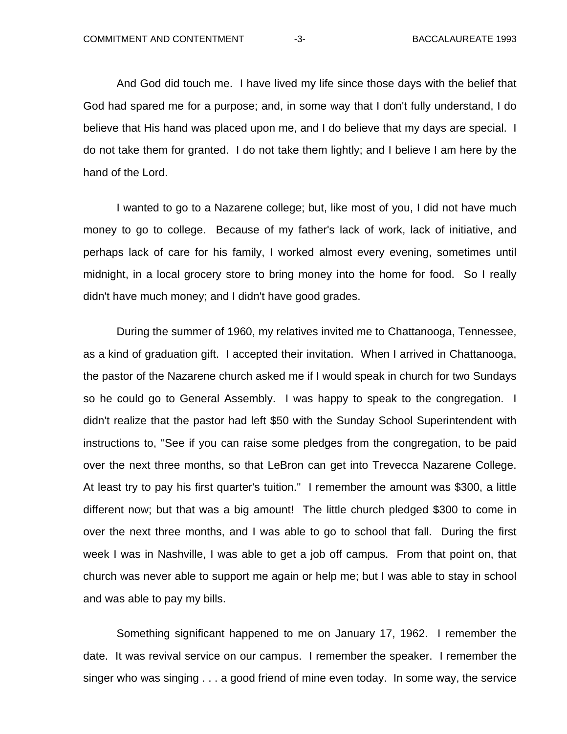And God did touch me. I have lived my life since those days with the belief that God had spared me for a purpose; and, in some way that I don't fully understand, I do believe that His hand was placed upon me, and I do believe that my days are special. I do not take them for granted. I do not take them lightly; and I believe I am here by the hand of the Lord.

I wanted to go to a Nazarene college; but, like most of you, I did not have much money to go to college. Because of my father's lack of work, lack of initiative, and perhaps lack of care for his family, I worked almost every evening, sometimes until midnight, in a local grocery store to bring money into the home for food. So I really didn't have much money; and I didn't have good grades.

During the summer of 1960, my relatives invited me to Chattanooga, Tennessee, as a kind of graduation gift. I accepted their invitation. When I arrived in Chattanooga, the pastor of the Nazarene church asked me if I would speak in church for two Sundays so he could go to General Assembly. I was happy to speak to the congregation. I didn't realize that the pastor had left $50 with the Sunday School Superintendent with instructions to, "See if you can raise some pledges from the congregation, to be paid over the next three months, so that LeBron can get into Trevecca Nazarene College. At least try to pay his first quarter's tuition." I remember the amount was $300, a little different now; but that was a big amount! The little church pledged $300 to come in over the next three months, and I was able to go to school that fall. During the first week I was in Nashville, I was able to get a job off campus. From that point on, that church was never able to support me again or help me; but I was able to stay in school and was able to pay my bills.

Something significant happened to me on January 17, 1962. I remember the date. It was revival service on our campus. I remember the speaker. I remember the singer who was singing . . . a good friend of mine even today. In some way, the service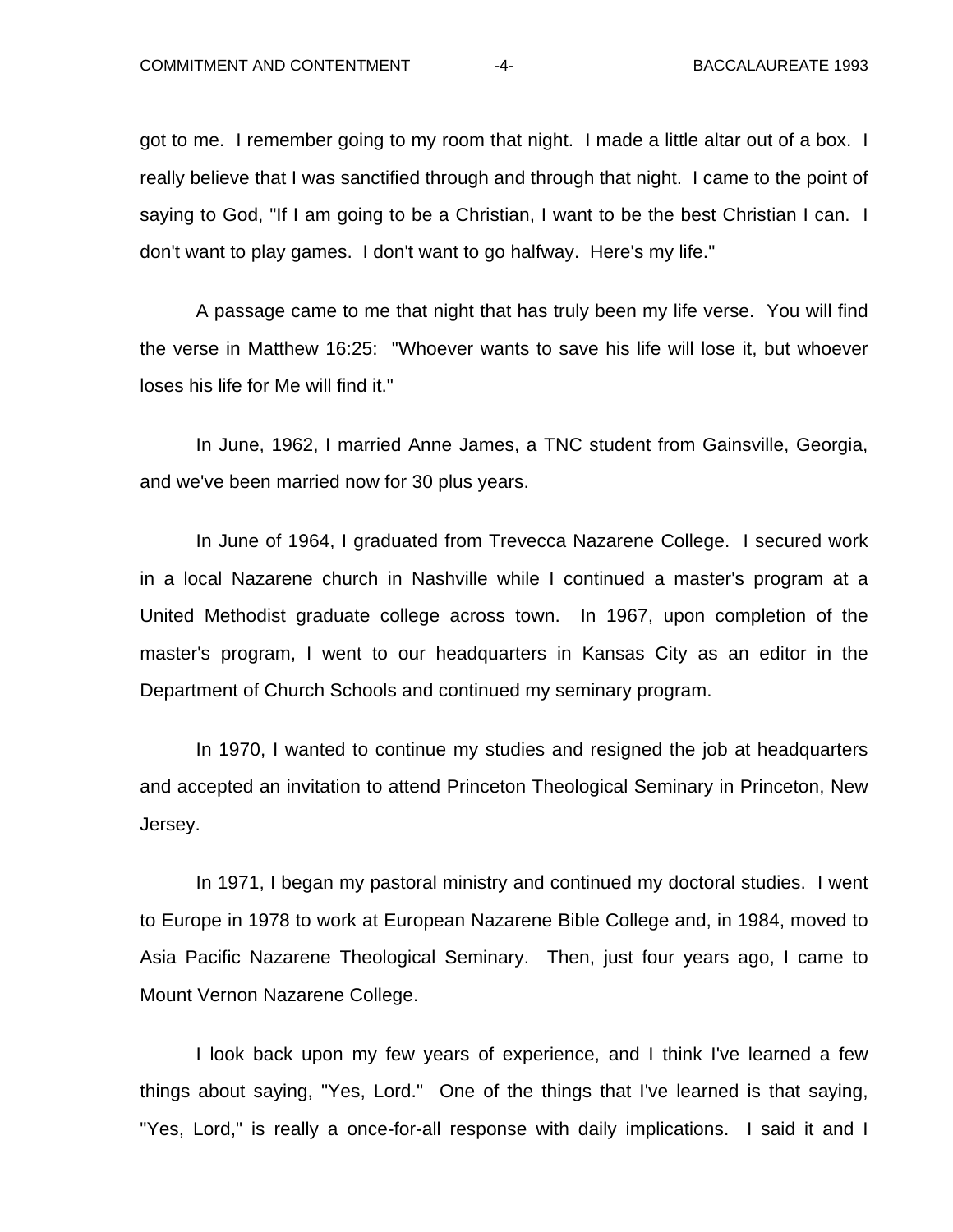got to me. I remember going to my room that night. I made a little altar out of a box. I really believe that I was sanctified through and through that night. I came to the point of saying to God, "If I am going to be a Christian, I want to be the best Christian I can. I don't want to play games. I don't want to go halfway. Here's my life."

A passage came to me that night that has truly been my life verse. You will find the verse in Matthew 16:25: "Whoever wants to save his life will lose it, but whoever loses his life for Me will find it."

In June, 1962, I married Anne James, a TNC student from Gainsville, Georgia, and we've been married now for 30 plus years.

In June of 1964, I graduated from Trevecca Nazarene College. I secured work in a local Nazarene church in Nashville while I continued a master's program at a United Methodist graduate college across town. In 1967, upon completion of the master's program, I went to our headquarters in Kansas City as an editor in the Department of Church Schools and continued my seminary program.

In 1970, I wanted to continue my studies and resigned the job at headquarters and accepted an invitation to attend Princeton Theological Seminary in Princeton, New Jersey.

In 1971, I began my pastoral ministry and continued my doctoral studies. I went to Europe in 1978 to work at European Nazarene Bible College and, in 1984, moved to Asia Pacific Nazarene Theological Seminary. Then, just four years ago, I came to Mount Vernon Nazarene College.

I look back upon my few years of experience, and I think I've learned a few things about saying, "Yes, Lord." One of the things that I've learned is that saying, "Yes, Lord," is really a once-for-all response with daily implications. I said it and I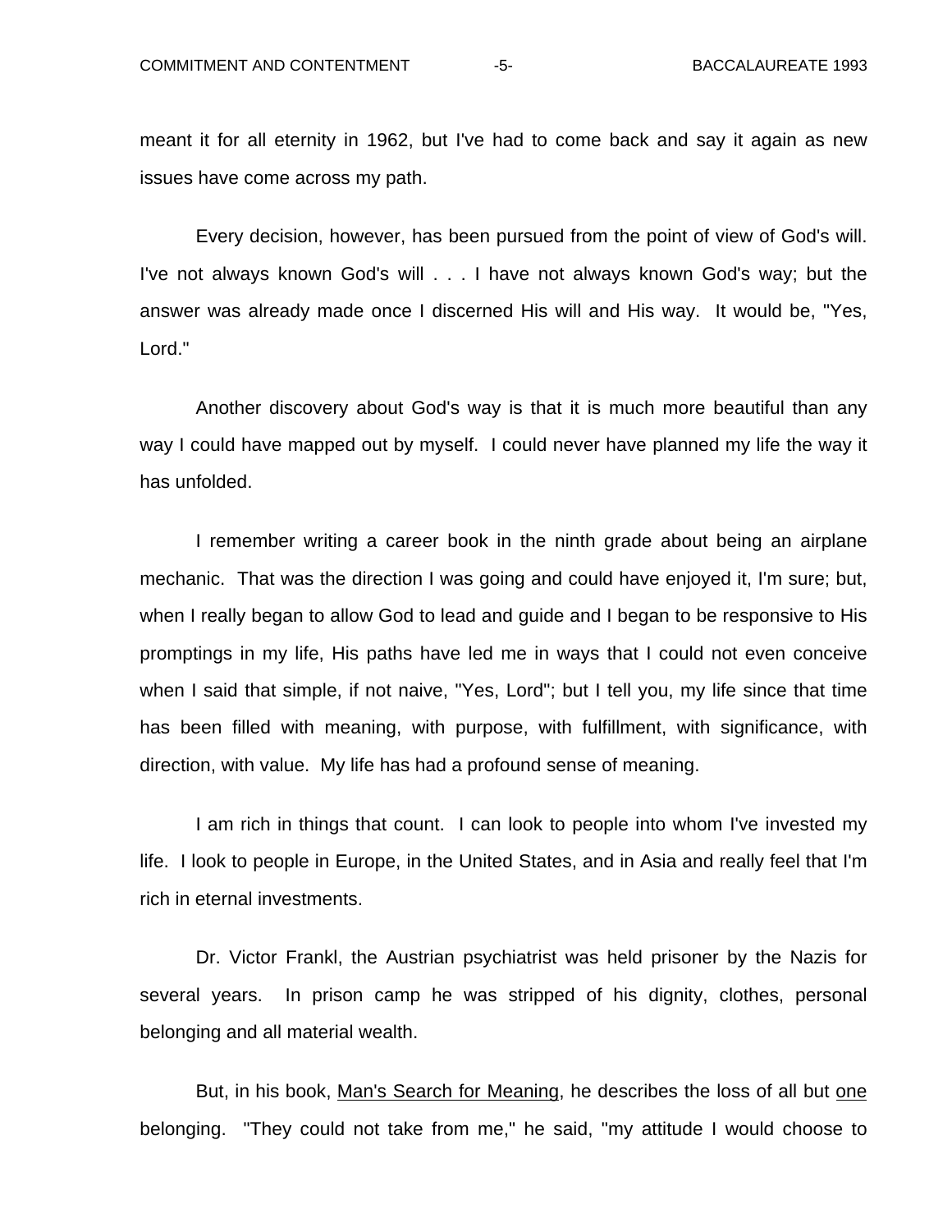meant it for all eternity in 1962, but I've had to come back and say it again as new issues have come across my path.

Every decision, however, has been pursued from the point of view of God's will. I've not always known God's will . . . I have not always known God's way; but the answer was already made once I discerned His will and His way. It would be, "Yes, Lord."

Another discovery about God's way is that it is much more beautiful than any way I could have mapped out by myself. I could never have planned my life the way it has unfolded.

I remember writing a career book in the ninth grade about being an airplane mechanic. That was the direction I was going and could have enjoyed it, I'm sure; but, when I really began to allow God to lead and guide and I began to be responsive to His promptings in my life, His paths have led me in ways that I could not even conceive when I said that simple, if not naive, "Yes, Lord"; but I tell you, my life since that time has been filled with meaning, with purpose, with fulfillment, with significance, with direction, with value. My life has had a profound sense of meaning.

I am rich in things that count. I can look to people into whom I've invested my life. I look to people in Europe, in the United States, and in Asia and really feel that I'm rich in eternal investments.

Dr. Victor Frankl, the Austrian psychiatrist was held prisoner by the Nazis for several years. In prison camp he was stripped of his dignity, clothes, personal belonging and all material wealth.

But, in his book, <u>Man's Search for Meaning</u>, he describes the loss of all but <u>one</u> belonging. "They could not take from me," he said, "my attitude I would choose to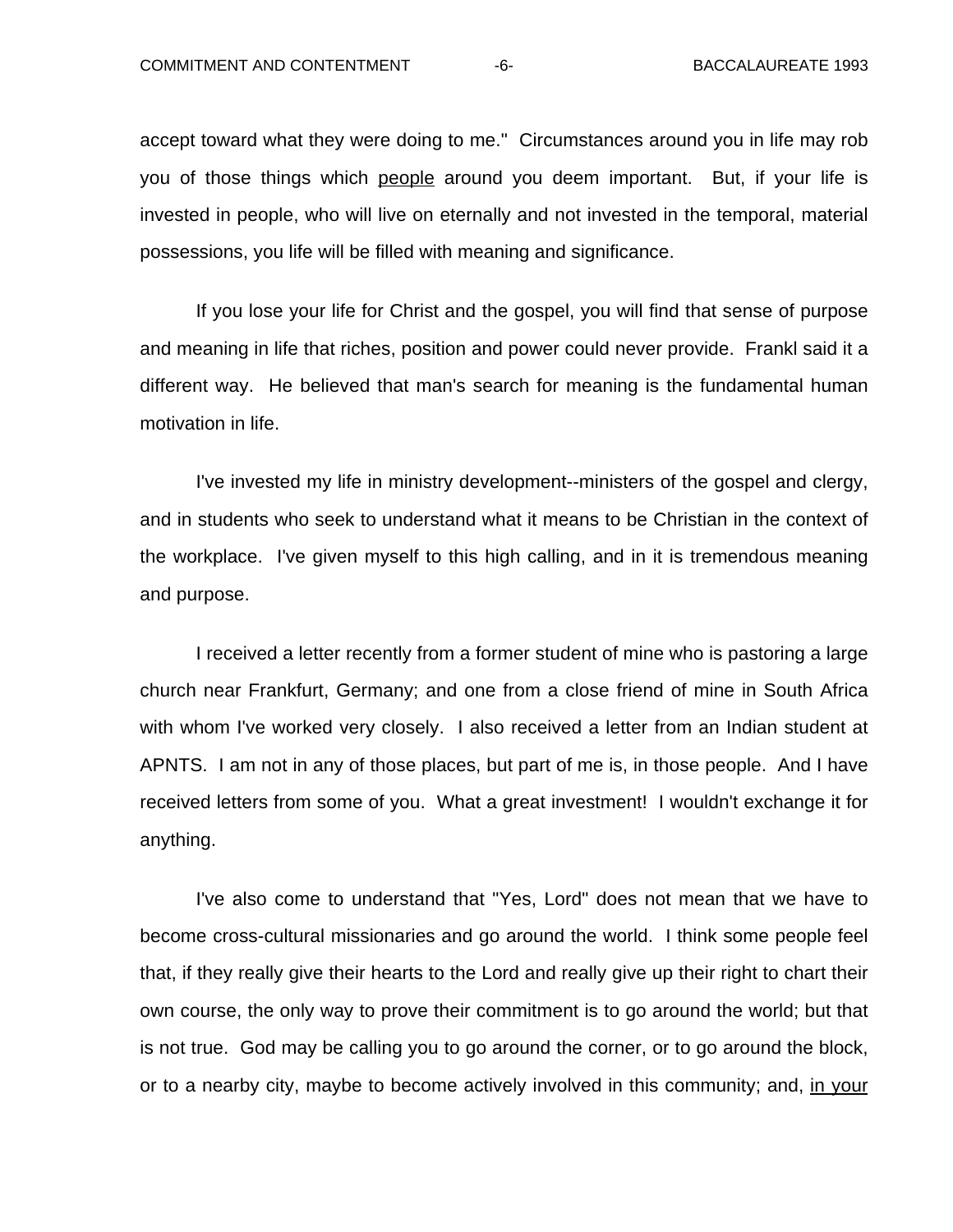accept toward what they were doing to me." Circumstances around you in life may rob you of those things which <u>people</u> around you deem important. But, if your life is invested in people, who will live on eternally and not invested in the temporal, material possessions, you life will be filled with meaning and significance.

If you lose your life for Christ and the gospel, you will find that sense of purpose and meaning in life that riches, position and power could never provide. Frankl said it a different way. He believed that man's search for meaning is the fundamental human motivation in life.

I've invested my life in ministry development--ministers of the gospel and clergy, and in students who seek to understand what it means to be Christian in the context of the workplace. I've given myself to this high calling, and in it is tremendous meaning and purpose.

I received a letter recently from a former student of mine who is pastoring a large church near Frankfurt, Germany; and one from a close friend of mine in South Africa with whom I've worked very closely. I also received a letter from an Indian student at APNTS. I am not in any of those places, but part of me is, in those people. And I have received letters from some of you. What a great investment! I wouldn't exchange it for anything.

I've also come to understand that "Yes, Lord" does not mean that we have to become cross-cultural missionaries and go around the world. I think some people feel that, if they really give their hearts to the Lord and really give up their right to chart their own course, the only way to prove their commitment is to go around the world; but that is not true. God may be calling you to go around the corner, or to go around the block, or to a nearby city, maybe to become actively involved in this community; and, <u>in your</u>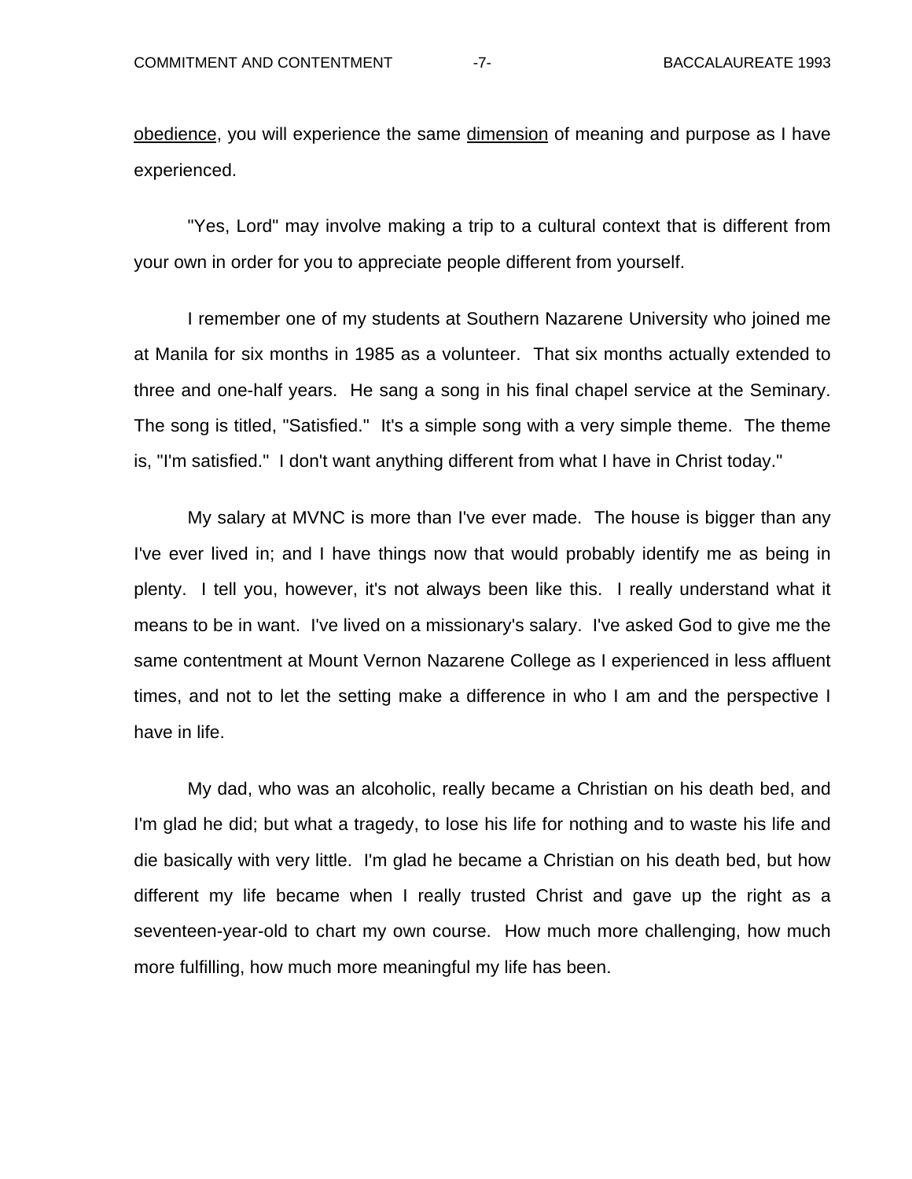<u>obedience</u>, you will experience the same <u>dimension</u> of meaning and purpose as I have experienced.

"Yes, Lord" may involve making a trip to a cultural context that is different from your own in order for you to appreciate people different from yourself.

I remember one of my students at Southern Nazarene University who joined me at Manila for six months in 1985 as a volunteer. That six months actually extended to three and one-half years. He sang a song in his final chapel service at the Seminary. The song is titled, "Satisfied." It's a simple song with a very simple theme. The theme is, "I'm satisfied." I don't want anything different from what I have in Christ today."

My salary at MVNC is more than I've ever made. The house is bigger than any I've ever lived in; and I have things now that would probably identify me as being in plenty. I tell you, however, it's not always been like this. I really understand what it means to be in want. I've lived on a missionary's salary. I've asked God to give me the same contentment at Mount Vernon Nazarene College as I experienced in less affluent times, and not to let the setting make a difference in who I am and the perspective I have in life.

My dad, who was an alcoholic, really became a Christian on his death bed, and I'm glad he did; but what a tragedy, to lose his life for nothing and to waste his life and die basically with very little. I'm glad he became a Christian on his death bed, but how different my life became when I really trusted Christ and gave up the right as a seventeen-year-old to chart my own course. How much more challenging, how much more fulfilling, how much more meaningful my life has been.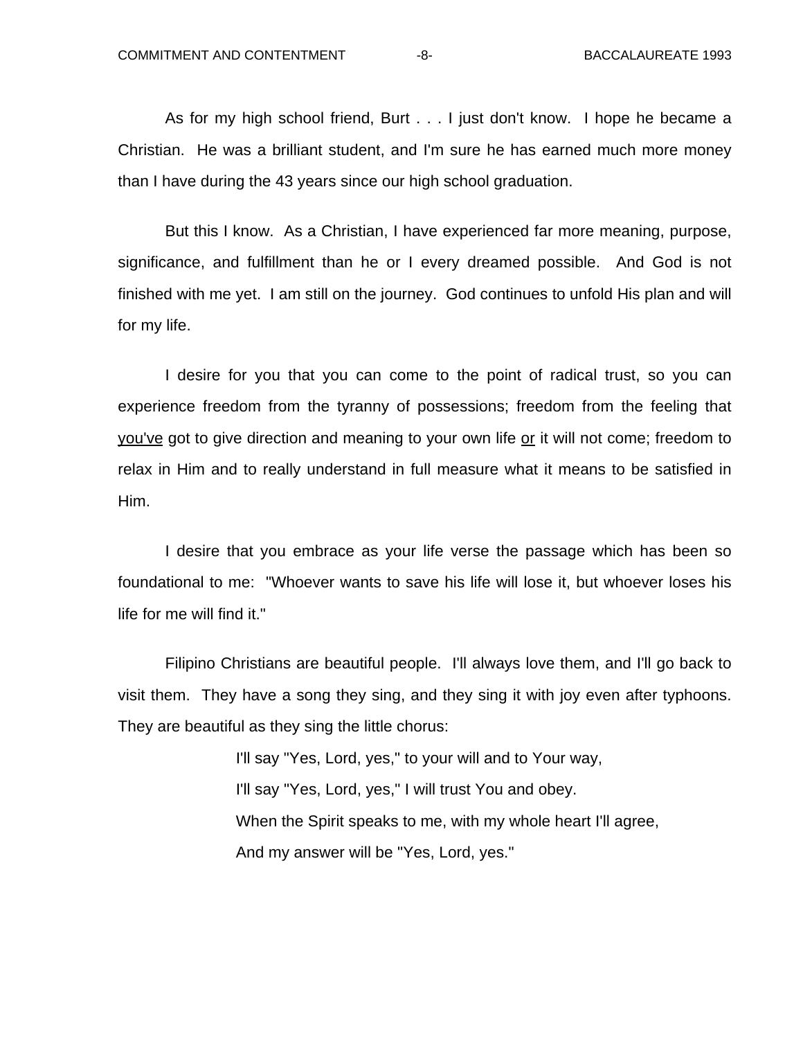As for my high school friend, Burt . . . I just don't know. I hope he became a Christian. He was a brilliant student, and I'm sure he has earned much more money than I have during the 43 years since our high school graduation.

But this I know. As a Christian, I have experienced far more meaning, purpose, significance, and fulfillment than he or I every dreamed possible. And God is not finished with me yet. I am still on the journey. God continues to unfold His plan and will for my life.

I desire for you that you can come to the point of radical trust, so you can experience freedom from the tyranny of possessions; freedom from the feeling that <u>you've</u> got to give direction and meaning to your own life <u>or</u> it will not come; freedom to relax in Him and to really understand in full measure what it means to be satisfied in Him.

I desire that you embrace as your life verse the passage which has been so foundational to me: "Whoever wants to save his life will lose it, but whoever loses his life for me will find it."

Filipino Christians are beautiful people. I'll always love them, and I'll go back to visit them. They have a song they sing, and they sing it with joy even after typhoons. They are beautiful as they sing the little chorus:

> I'll say "Yes, Lord, yes," to your will and to Your way,
> I'll say "Yes, Lord, yes," I will trust You and obey.
> When the Spirit speaks to me, with my whole heart I'll agree,
> And my answer will be "Yes, Lord, yes."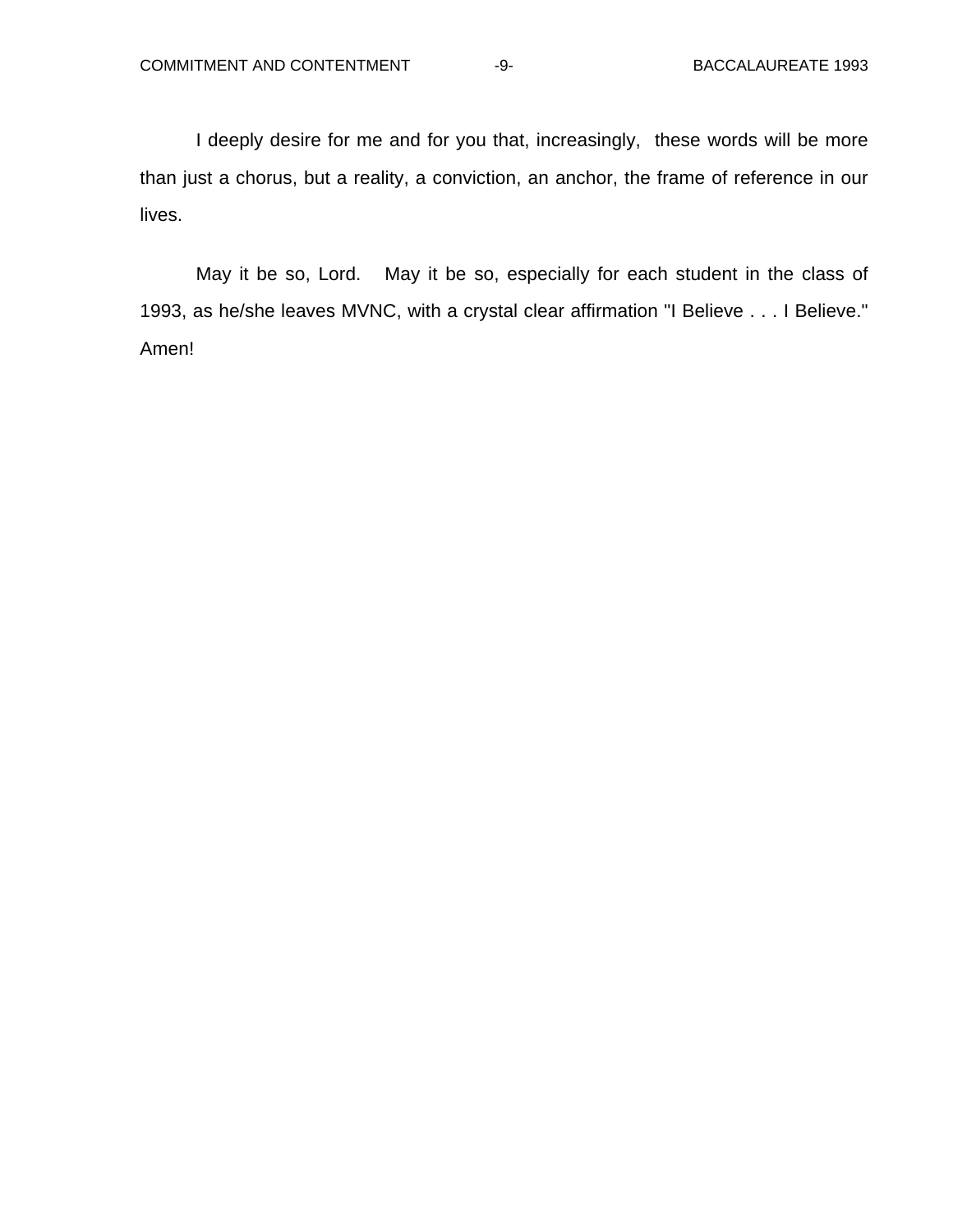I deeply desire for me and for you that, increasingly, these words will be more than just a chorus, but a reality, a conviction, an anchor, the frame of reference in our lives.

May it be so, Lord. May it be so, especially for each student in the class of 1993, as he/she leaves MVNC, with a crystal clear affirmation "I Believe . . . I Believe." Amen!